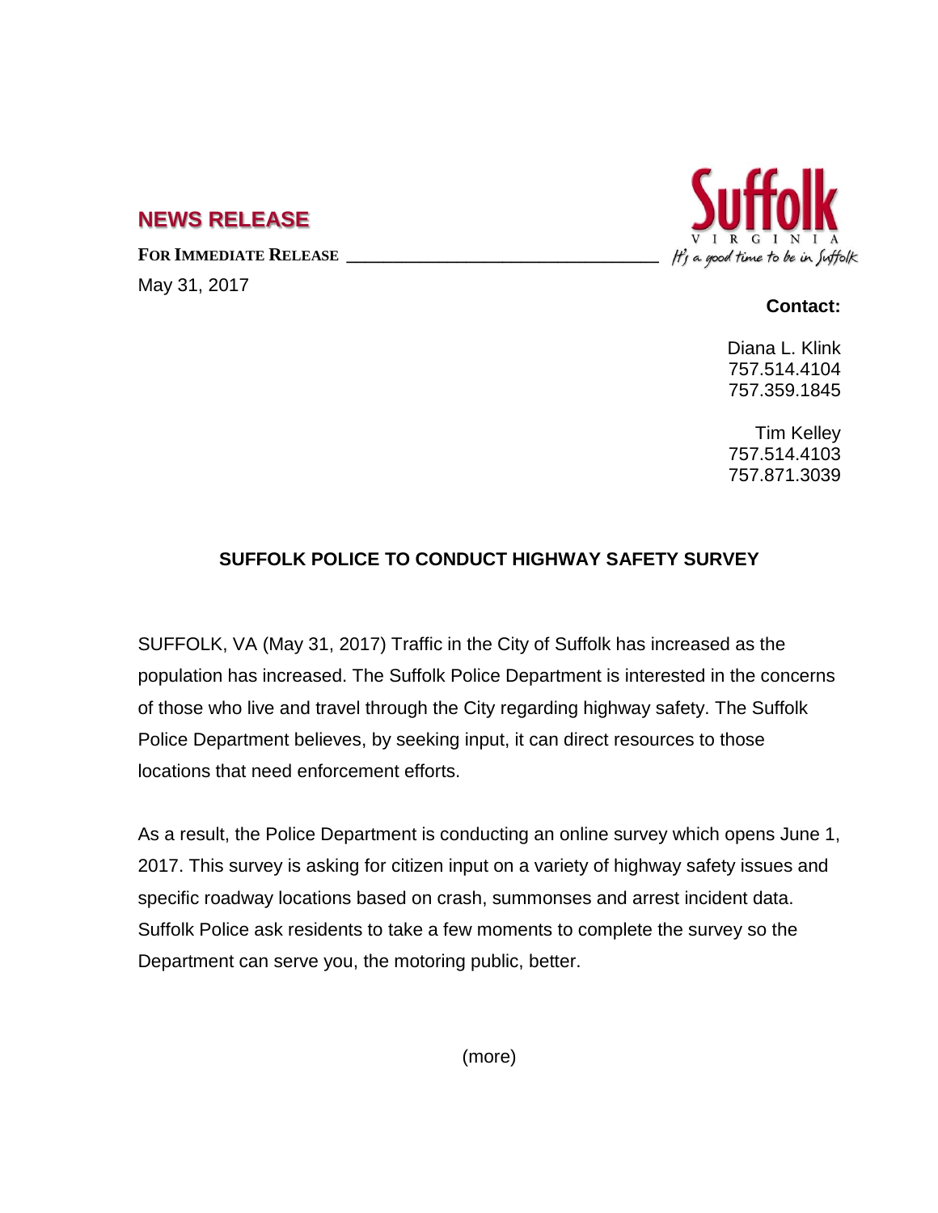## NEWS RELEASE

**FOR IMMEDIATE RELEASE**

May 31, 2017

Suffolk VIRGINIA *It's a good time to be in Suffolk*

**Contact:**

Diana L. Klink
757.514.4104
757.359.1845

Tim Kelley
757.514.4103
757.871.3039

### SUFFOLK POLICE TO CONDUCT HIGHWAY SAFETY SURVEY

SUFFOLK, VA (May 31, 2017) Traffic in the City of Suffolk has increased as the population has increased. The Suffolk Police Department is interested in the concerns of those who live and travel through the City regarding highway safety. The Suffolk Police Department believes, by seeking input, it can direct resources to those locations that need enforcement efforts.

As a result, the Police Department is conducting an online survey which opens June 1, 2017. This survey is asking for citizen input on a variety of highway safety issues and specific roadway locations based on crash, summonses and arrest incident data. Suffolk Police ask residents to take a few moments to complete the survey so the Department can serve you, the motoring public, better.

(more)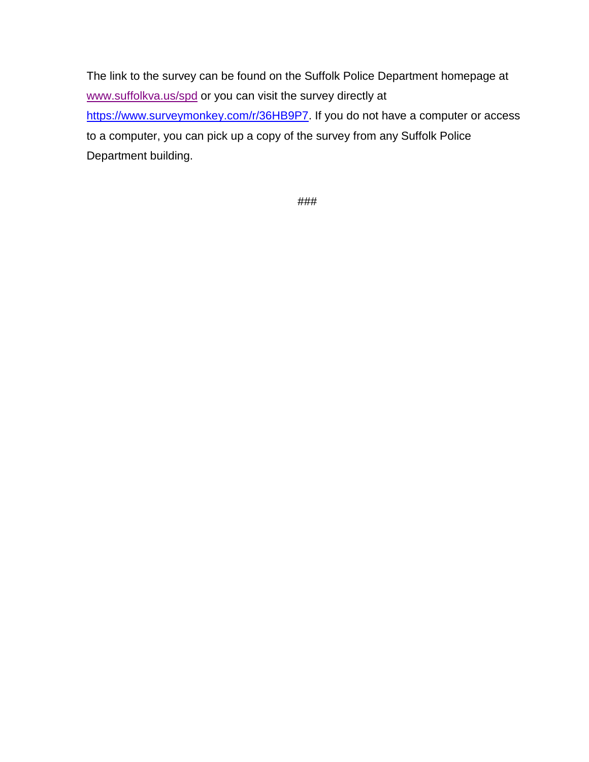The link to the survey can be found on the Suffolk Police Department homepage at www.suffolkva.us/spd or you can visit the survey directly at https://www.surveymonkey.com/r/36HB9P7. If you do not have a computer or access to a computer, you can pick up a copy of the survey from any Suffolk Police Department building.

###